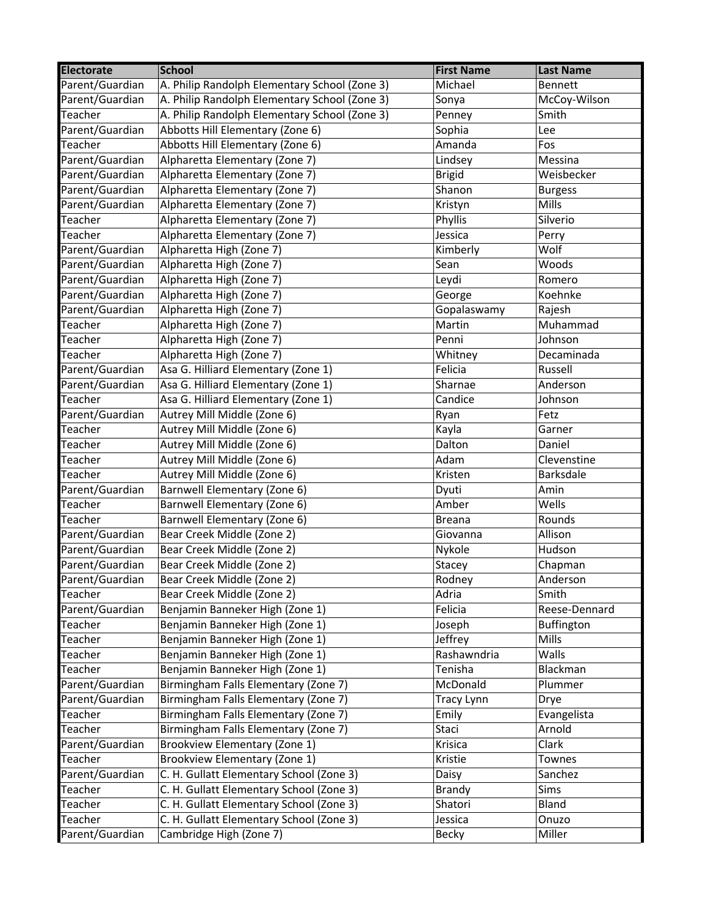| Electorate | School | First Name | Last Name |
|---|---|---|---|
| Parent/Guardian | A. Philip Randolph Elementary School (Zone 3) | Michael | Bennett |
| Parent/Guardian | A. Philip Randolph Elementary School (Zone 3) | Sonya | McCoy-Wilson |
| Teacher | A. Philip Randolph Elementary School (Zone 3) | Penney | Smith |
| Parent/Guardian | Abbotts Hill Elementary (Zone 6) | Sophia | Lee |
| Teacher | Abbotts Hill Elementary (Zone 6) | Amanda | Fos |
| Parent/Guardian | Alpharetta Elementary (Zone 7) | Lindsey | Messina |
| Parent/Guardian | Alpharetta Elementary (Zone 7) | Brigid | Weisbecker |
| Parent/Guardian | Alpharetta Elementary (Zone 7) | Shanon | Burgess |
| Parent/Guardian | Alpharetta Elementary (Zone 7) | Kristyn | Mills |
| Teacher | Alpharetta Elementary (Zone 7) | Phyllis | Silverio |
| Teacher | Alpharetta Elementary (Zone 7) | Jessica | Perry |
| Parent/Guardian | Alpharetta High (Zone 7) | Kimberly | Wolf |
| Parent/Guardian | Alpharetta High (Zone 7) | Sean | Woods |
| Parent/Guardian | Alpharetta High (Zone 7) | Leydi | Romero |
| Parent/Guardian | Alpharetta High (Zone 7) | George | Koehnke |
| Parent/Guardian | Alpharetta High (Zone 7) | Gopalaswamy | Rajesh |
| Teacher | Alpharetta High (Zone 7) | Martin | Muhammad |
| Teacher | Alpharetta High (Zone 7) | Penni | Johnson |
| Teacher | Alpharetta High (Zone 7) | Whitney | Decaminada |
| Parent/Guardian | Asa G. Hilliard Elementary (Zone 1) | Felicia | Russell |
| Parent/Guardian | Asa G. Hilliard Elementary (Zone 1) | Sharnae | Anderson |
| Teacher | Asa G. Hilliard Elementary (Zone 1) | Candice | Johnson |
| Parent/Guardian | Autrey Mill Middle (Zone 6) | Ryan | Fetz |
| Teacher | Autrey Mill Middle (Zone 6) | Kayla | Garner |
| Teacher | Autrey Mill Middle (Zone 6) | Dalton | Daniel |
| Teacher | Autrey Mill Middle (Zone 6) | Adam | Clevenstine |
| Teacher | Autrey Mill Middle (Zone 6) | Kristen | Barksdale |
| Parent/Guardian | Barnwell Elementary (Zone 6) | Dyuti | Amin |
| Teacher | Barnwell Elementary (Zone 6) | Amber | Wells |
| Teacher | Barnwell Elementary (Zone 6) | Breana | Rounds |
| Parent/Guardian | Bear Creek Middle (Zone 2) | Giovanna | Allison |
| Parent/Guardian | Bear Creek Middle (Zone 2) | Nykole | Hudson |
| Parent/Guardian | Bear Creek Middle (Zone 2) | Stacey | Chapman |
| Parent/Guardian | Bear Creek Middle (Zone 2) | Rodney | Anderson |
| Teacher | Bear Creek Middle (Zone 2) | Adria | Smith |
| Parent/Guardian | Benjamin Banneker High (Zone 1) | Felicia | Reese-Dennard |
| Teacher | Benjamin Banneker High (Zone 1) | Joseph | Buffington |
| Teacher | Benjamin Banneker High (Zone 1) | Jeffrey | Mills |
| Teacher | Benjamin Banneker High (Zone 1) | Rashawndria | Walls |
| Teacher | Benjamin Banneker High (Zone 1) | Tenisha | Blackman |
| Parent/Guardian | Birmingham Falls Elementary (Zone 7) | McDonald | Plummer |
| Parent/Guardian | Birmingham Falls Elementary (Zone 7) | Tracy Lynn | Drye |
| Teacher | Birmingham Falls Elementary (Zone 7) | Emily | Evangelista |
| Teacher | Birmingham Falls Elementary (Zone 7) | Staci | Arnold |
| Parent/Guardian | Brookview Elementary (Zone 1) | Krisica | Clark |
| Teacher | Brookview Elementary (Zone 1) | Kristie | Townes |
| Parent/Guardian | C. H. Gullatt Elementary School (Zone 3) | Daisy | Sanchez |
| Teacher | C. H. Gullatt Elementary School (Zone 3) | Brandy | Sims |
| Teacher | C. H. Gullatt Elementary School (Zone 3) | Shatori | Bland |
| Teacher | C. H. Gullatt Elementary School (Zone 3) | Jessica | Onuzo |
| Parent/Guardian | Cambridge High (Zone 7) | Becky | Miller |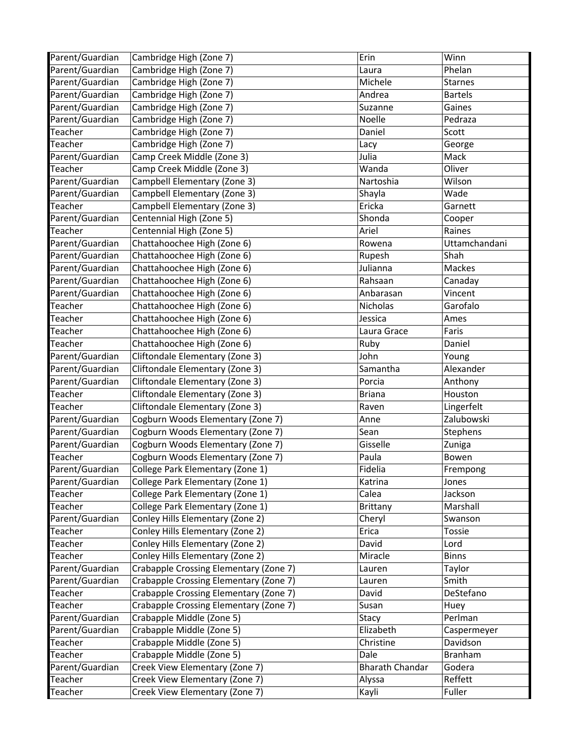| Parent/Guardian | Cambridge High (Zone 7) | Erin | Winn |
|---|---|---|---|
| Parent/Guardian | Cambridge High (Zone 7) | Laura | Phelan |
| Parent/Guardian | Cambridge High (Zone 7) | Michele | Starnes |
| Parent/Guardian | Cambridge High (Zone 7) | Andrea | Bartels |
| Parent/Guardian | Cambridge High (Zone 7) | Suzanne | Gaines |
| Parent/Guardian | Cambridge High (Zone 7) | Noelle | Pedraza |
| Teacher | Cambridge High (Zone 7) | Daniel | Scott |
| Teacher | Cambridge High (Zone 7) | Lacy | George |
| Parent/Guardian | Camp Creek Middle (Zone 3) | Julia | Mack |
| Teacher | Camp Creek Middle (Zone 3) | Wanda | Oliver |
| Parent/Guardian | Campbell Elementary (Zone 3) | Nartoshia | Wilson |
| Parent/Guardian | Campbell Elementary (Zone 3) | Shayla | Wade |
| Teacher | Campbell Elementary (Zone 3) | Ericka | Garnett |
| Parent/Guardian | Centennial High (Zone 5) | Shonda | Cooper |
| Teacher | Centennial High (Zone 5) | Ariel | Raines |
| Parent/Guardian | Chattahoochee High (Zone 6) | Rowena | Uttamchandani |
| Parent/Guardian | Chattahoochee High (Zone 6) | Rupesh | Shah |
| Parent/Guardian | Chattahoochee High (Zone 6) | Julianna | Mackes |
| Parent/Guardian | Chattahoochee High (Zone 6) | Rahsaan | Canaday |
| Parent/Guardian | Chattahoochee High (Zone 6) | Anbarasan | Vincent |
| Teacher | Chattahoochee High (Zone 6) | Nicholas | Garofalo |
| Teacher | Chattahoochee High (Zone 6) | Jessica | Ames |
| Teacher | Chattahoochee High (Zone 6) | Laura Grace | Faris |
| Teacher | Chattahoochee High (Zone 6) | Ruby | Daniel |
| Parent/Guardian | Cliftondale Elementary (Zone 3) | John | Young |
| Parent/Guardian | Cliftondale Elementary (Zone 3) | Samantha | Alexander |
| Parent/Guardian | Cliftondale Elementary (Zone 3) | Porcia | Anthony |
| Teacher | Cliftondale Elementary (Zone 3) | Briana | Houston |
| Teacher | Cliftondale Elementary (Zone 3) | Raven | Lingerfelt |
| Parent/Guardian | Cogburn Woods Elementary (Zone 7) | Anne | Zalubowski |
| Parent/Guardian | Cogburn Woods Elementary (Zone 7) | Sean | Stephens |
| Parent/Guardian | Cogburn Woods Elementary (Zone 7) | Gisselle | Zuniga |
| Teacher | Cogburn Woods Elementary (Zone 7) | Paula | Bowen |
| Parent/Guardian | College Park Elementary (Zone 1) | Fidelia | Frempong |
| Parent/Guardian | College Park Elementary (Zone 1) | Katrina | Jones |
| Teacher | College Park Elementary (Zone 1) | Calea | Jackson |
| Teacher | College Park Elementary (Zone 1) | Brittany | Marshall |
| Parent/Guardian | Conley Hills Elementary (Zone 2) | Cheryl | Swanson |
| Teacher | Conley Hills Elementary (Zone 2) | Erica | Tossie |
| Teacher | Conley Hills Elementary (Zone 2) | David | Lord |
| Teacher | Conley Hills Elementary (Zone 2) | Miracle | Binns |
| Parent/Guardian | Crabapple Crossing Elementary (Zone 7) | Lauren | Taylor |
| Parent/Guardian | Crabapple Crossing Elementary (Zone 7) | Lauren | Smith |
| Teacher | Crabapple Crossing Elementary (Zone 7) | David | DeStefano |
| Teacher | Crabapple Crossing Elementary (Zone 7) | Susan | Huey |
| Parent/Guardian | Crabapple Middle (Zone 5) | Stacy | Perlman |
| Parent/Guardian | Crabapple Middle (Zone 5) | Elizabeth | Caspermeyer |
| Teacher | Crabapple Middle (Zone 5) | Christine | Davidson |
| Teacher | Crabapple Middle (Zone 5) | Dale | Branham |
| Parent/Guardian | Creek View Elementary (Zone 7) | Bharath Chandar | Godera |
| Teacher | Creek View Elementary (Zone 7) | Alyssa | Reffett |
| Teacher | Creek View Elementary (Zone 7) | Kayli | Fuller |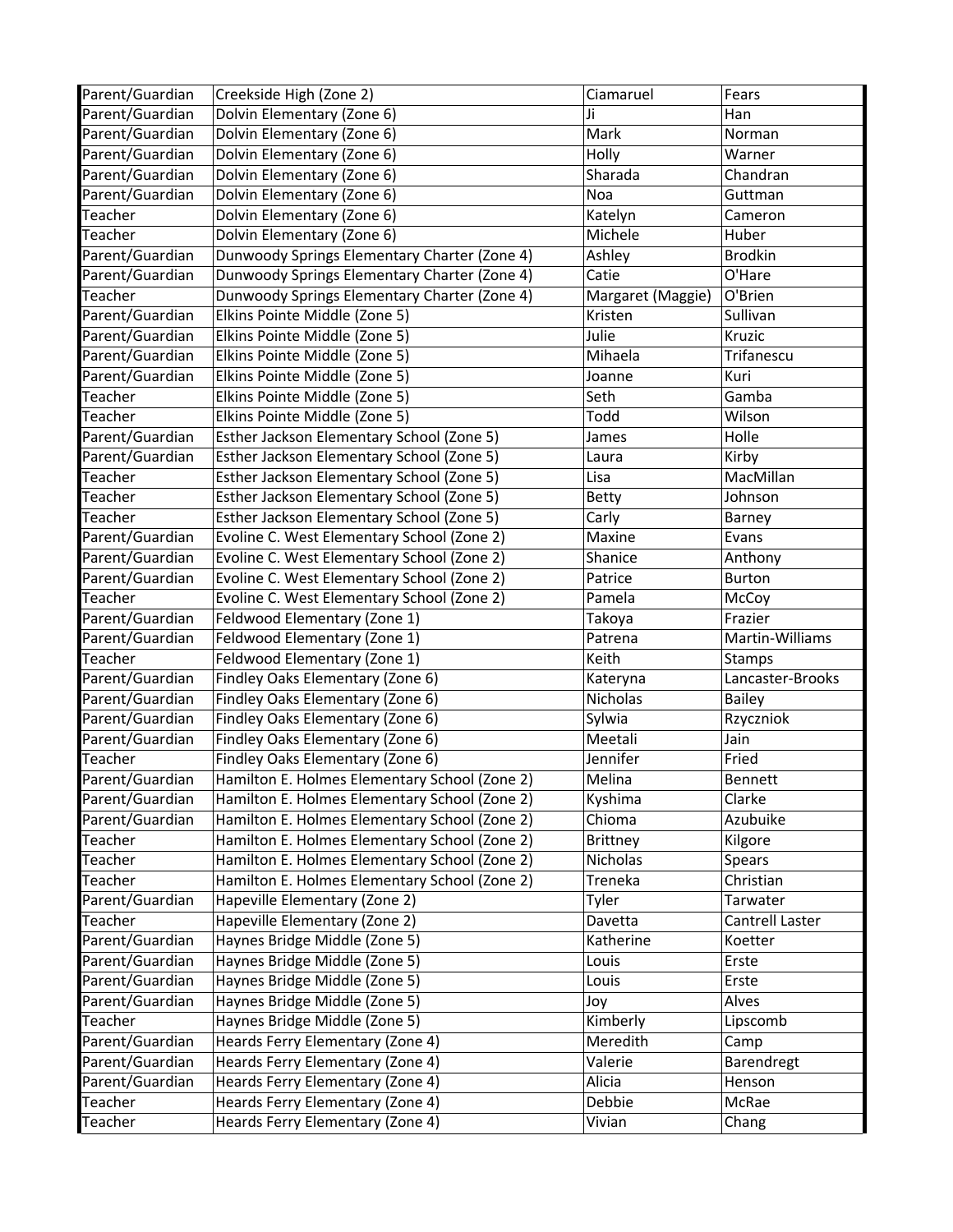| Parent/Guardian | Creekside High (Zone 2) | Ciamaruel | Fears |
|---|---|---|---|
| Parent/Guardian | Dolvin Elementary (Zone 6) | Ji | Han |
| Parent/Guardian | Dolvin Elementary (Zone 6) | Mark | Norman |
| Parent/Guardian | Dolvin Elementary (Zone 6) | Holly | Warner |
| Parent/Guardian | Dolvin Elementary (Zone 6) | Sharada | Chandran |
| Parent/Guardian | Dolvin Elementary (Zone 6) | Noa | Guttman |
| Teacher | Dolvin Elementary (Zone 6) | Katelyn | Cameron |
| Teacher | Dolvin Elementary (Zone 6) | Michele | Huber |
| Parent/Guardian | Dunwoody Springs Elementary Charter (Zone 4) | Ashley | Brodkin |
| Parent/Guardian | Dunwoody Springs Elementary Charter (Zone 4) | Catie | O'Hare |
| Teacher | Dunwoody Springs Elementary Charter (Zone 4) | Margaret (Maggie) | O'Brien |
| Parent/Guardian | Elkins Pointe Middle (Zone 5) | Kristen | Sullivan |
| Parent/Guardian | Elkins Pointe Middle (Zone 5) | Julie | Kruzic |
| Parent/Guardian | Elkins Pointe Middle (Zone 5) | Mihaela | Trifanescu |
| Parent/Guardian | Elkins Pointe Middle (Zone 5) | Joanne | Kuri |
| Teacher | Elkins Pointe Middle (Zone 5) | Seth | Gamba |
| Teacher | Elkins Pointe Middle (Zone 5) | Todd | Wilson |
| Parent/Guardian | Esther Jackson Elementary School (Zone 5) | James | Holle |
| Parent/Guardian | Esther Jackson Elementary School (Zone 5) | Laura | Kirby |
| Teacher | Esther Jackson Elementary School (Zone 5) | Lisa | MacMillan |
| Teacher | Esther Jackson Elementary School (Zone 5) | Betty | Johnson |
| Teacher | Esther Jackson Elementary School (Zone 5) | Carly | Barney |
| Parent/Guardian | Evoline C. West Elementary School (Zone 2) | Maxine | Evans |
| Parent/Guardian | Evoline C. West Elementary School (Zone 2) | Shanice | Anthony |
| Parent/Guardian | Evoline C. West Elementary School (Zone 2) | Patrice | Burton |
| Teacher | Evoline C. West Elementary School (Zone 2) | Pamela | McCoy |
| Parent/Guardian | Feldwood Elementary (Zone 1) | Takoya | Frazier |
| Parent/Guardian | Feldwood Elementary (Zone 1) | Patrena | Martin-Williams |
| Teacher | Feldwood Elementary (Zone 1) | Keith | Stamps |
| Parent/Guardian | Findley Oaks Elementary (Zone 6) | Kateryna | Lancaster-Brooks |
| Parent/Guardian | Findley Oaks Elementary (Zone 6) | Nicholas | Bailey |
| Parent/Guardian | Findley Oaks Elementary (Zone 6) | Sylwia | Rzyczniok |
| Parent/Guardian | Findley Oaks Elementary (Zone 6) | Meetali | Jain |
| Teacher | Findley Oaks Elementary (Zone 6) | Jennifer | Fried |
| Parent/Guardian | Hamilton E. Holmes Elementary School (Zone 2) | Melina | Bennett |
| Parent/Guardian | Hamilton E. Holmes Elementary School (Zone 2) | Kyshima | Clarke |
| Parent/Guardian | Hamilton E. Holmes Elementary School (Zone 2) | Chioma | Azubuike |
| Teacher | Hamilton E. Holmes Elementary School (Zone 2) | Brittney | Kilgore |
| Teacher | Hamilton E. Holmes Elementary School (Zone 2) | Nicholas | Spears |
| Teacher | Hamilton E. Holmes Elementary School (Zone 2) | Treneka | Christian |
| Parent/Guardian | Hapeville Elementary (Zone 2) | Tyler | Tarwater |
| Teacher | Hapeville Elementary (Zone 2) | Davetta | Cantrell Laster |
| Parent/Guardian | Haynes Bridge Middle (Zone 5) | Katherine | Koetter |
| Parent/Guardian | Haynes Bridge Middle (Zone 5) | Louis | Erste |
| Parent/Guardian | Haynes Bridge Middle (Zone 5) | Louis | Erste |
| Parent/Guardian | Haynes Bridge Middle (Zone 5) | Joy | Alves |
| Teacher | Haynes Bridge Middle (Zone 5) | Kimberly | Lipscomb |
| Parent/Guardian | Heards Ferry Elementary (Zone 4) | Meredith | Camp |
| Parent/Guardian | Heards Ferry Elementary (Zone 4) | Valerie | Barendregt |
| Parent/Guardian | Heards Ferry Elementary (Zone 4) | Alicia | Henson |
| Teacher | Heards Ferry Elementary (Zone 4) | Debbie | McRae |
| Teacher | Heards Ferry Elementary (Zone 4) | Vivian | Chang |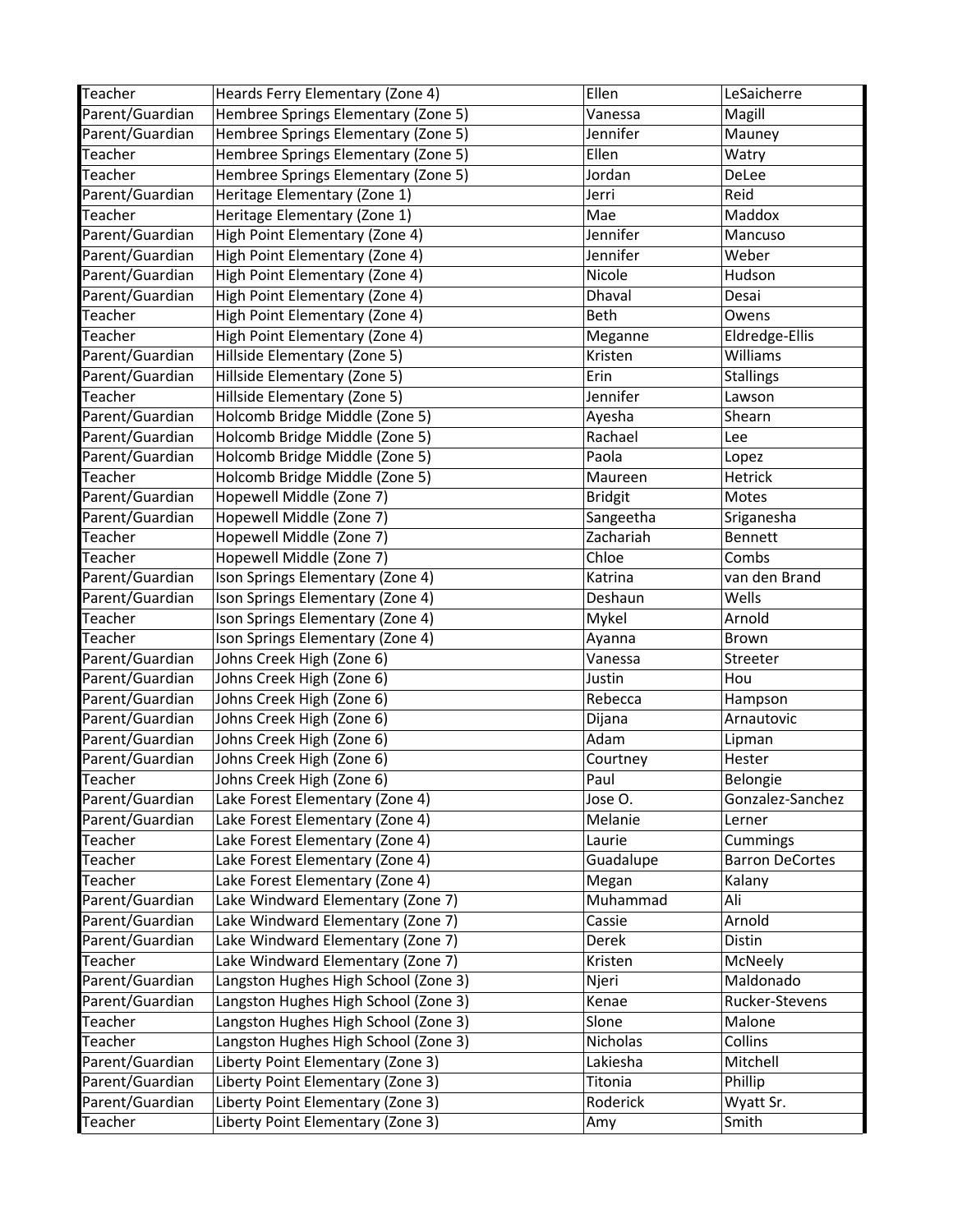| Teacher | Heards Ferry Elementary (Zone 4) | Ellen | LeSaicherre |
|---|---|---|---|
| Parent/Guardian | Hembree Springs Elementary (Zone 5) | Vanessa | Magill |
| Parent/Guardian | Hembree Springs Elementary (Zone 5) | Jennifer | Mauney |
| Teacher | Hembree Springs Elementary (Zone 5) | Ellen | Watry |
| Teacher | Hembree Springs Elementary (Zone 5) | Jordan | DeLee |
| Parent/Guardian | Heritage Elementary (Zone 1) | Jerri | Reid |
| Teacher | Heritage Elementary (Zone 1) | Mae | Maddox |
| Parent/Guardian | High Point Elementary (Zone 4) | Jennifer | Mancuso |
| Parent/Guardian | High Point Elementary (Zone 4) | Jennifer | Weber |
| Parent/Guardian | High Point Elementary (Zone 4) | Nicole | Hudson |
| Parent/Guardian | High Point Elementary (Zone 4) | Dhaval | Desai |
| Teacher | High Point Elementary (Zone 4) | Beth | Owens |
| Teacher | High Point Elementary (Zone 4) | Meganne | Eldredge-Ellis |
| Parent/Guardian | Hillside Elementary (Zone 5) | Kristen | Williams |
| Parent/Guardian | Hillside Elementary (Zone 5) | Erin | Stallings |
| Teacher | Hillside Elementary (Zone 5) | Jennifer | Lawson |
| Parent/Guardian | Holcomb Bridge Middle (Zone 5) | Ayesha | Shearn |
| Parent/Guardian | Holcomb Bridge Middle (Zone 5) | Rachael | Lee |
| Parent/Guardian | Holcomb Bridge Middle (Zone 5) | Paola | Lopez |
| Teacher | Holcomb Bridge Middle (Zone 5) | Maureen | Hetrick |
| Parent/Guardian | Hopewell Middle (Zone 7) | Bridgit | Motes |
| Parent/Guardian | Hopewell Middle (Zone 7) | Sangeetha | Sriganesha |
| Teacher | Hopewell Middle (Zone 7) | Zachariah | Bennett |
| Teacher | Hopewell Middle (Zone 7) | Chloe | Combs |
| Parent/Guardian | Ison Springs Elementary (Zone 4) | Katrina | van den Brand |
| Parent/Guardian | Ison Springs Elementary (Zone 4) | Deshaun | Wells |
| Teacher | Ison Springs Elementary (Zone 4) | Mykel | Arnold |
| Teacher | Ison Springs Elementary (Zone 4) | Ayanna | Brown |
| Parent/Guardian | Johns Creek High (Zone 6) | Vanessa | Streeter |
| Parent/Guardian | Johns Creek High (Zone 6) | Justin | Hou |
| Parent/Guardian | Johns Creek High (Zone 6) | Rebecca | Hampson |
| Parent/Guardian | Johns Creek High (Zone 6) | Dijana | Arnautovic |
| Parent/Guardian | Johns Creek High (Zone 6) | Adam | Lipman |
| Parent/Guardian | Johns Creek High (Zone 6) | Courtney | Hester |
| Teacher | Johns Creek High (Zone 6) | Paul | Belongie |
| Parent/Guardian | Lake Forest Elementary (Zone 4) | Jose O. | Gonzalez-Sanchez |
| Parent/Guardian | Lake Forest Elementary (Zone 4) | Melanie | Lerner |
| Teacher | Lake Forest Elementary (Zone 4) | Laurie | Cummings |
| Teacher | Lake Forest Elementary (Zone 4) | Guadalupe | Barron DeCortes |
| Teacher | Lake Forest Elementary (Zone 4) | Megan | Kalany |
| Parent/Guardian | Lake Windward Elementary (Zone 7) | Muhammad | Ali |
| Parent/Guardian | Lake Windward Elementary (Zone 7) | Cassie | Arnold |
| Parent/Guardian | Lake Windward Elementary (Zone 7) | Derek | Distin |
| Teacher | Lake Windward Elementary (Zone 7) | Kristen | McNeely |
| Parent/Guardian | Langston Hughes High School (Zone 3) | Njeri | Maldonado |
| Parent/Guardian | Langston Hughes High School (Zone 3) | Kenae | Rucker-Stevens |
| Teacher | Langston Hughes High School (Zone 3) | Slone | Malone |
| Teacher | Langston Hughes High School (Zone 3) | Nicholas | Collins |
| Parent/Guardian | Liberty Point Elementary (Zone 3) | Lakiesha | Mitchell |
| Parent/Guardian | Liberty Point Elementary (Zone 3) | Titonia | Phillip |
| Parent/Guardian | Liberty Point Elementary (Zone 3) | Roderick | Wyatt Sr. |
| Teacher | Liberty Point Elementary (Zone 3) | Amy | Smith |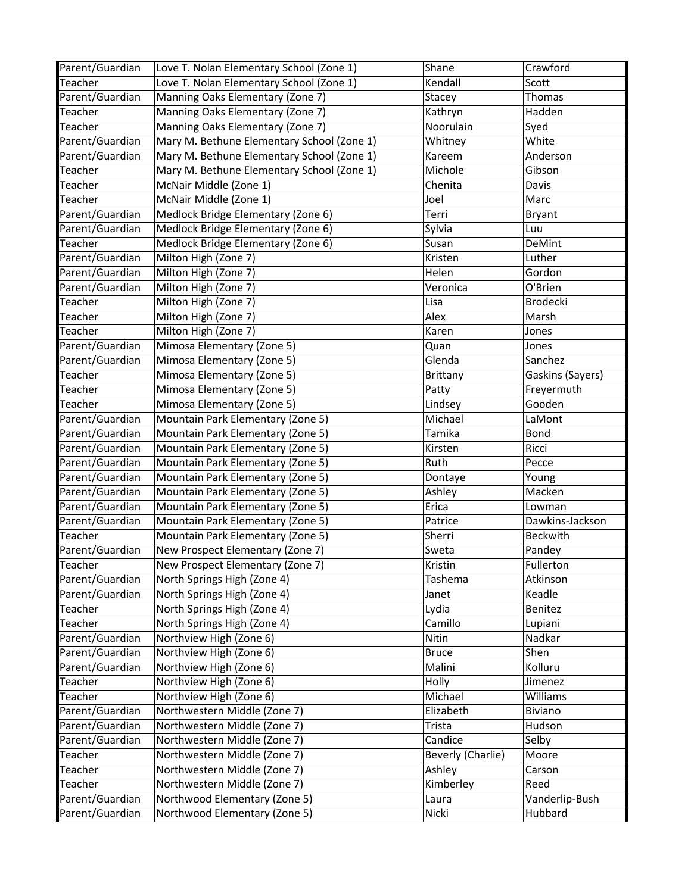| Parent/Guardian | Love T. Nolan Elementary School (Zone 1) | Shane | Crawford |
|---|---|---|---|
| Teacher | Love T. Nolan Elementary School (Zone 1) | Kendall | Scott |
| Parent/Guardian | Manning Oaks Elementary (Zone 7) | Stacey | Thomas |
| Teacher | Manning Oaks Elementary (Zone 7) | Kathryn | Hadden |
| Teacher | Manning Oaks Elementary (Zone 7) | Noorulain | Syed |
| Parent/Guardian | Mary M. Bethune Elementary School (Zone 1) | Whitney | White |
| Parent/Guardian | Mary M. Bethune Elementary School (Zone 1) | Kareem | Anderson |
| Teacher | Mary M. Bethune Elementary School (Zone 1) | Michole | Gibson |
| Teacher | McNair Middle (Zone 1) | Chenita | Davis |
| Teacher | McNair Middle (Zone 1) | Joel | Marc |
| Parent/Guardian | Medlock Bridge Elementary (Zone 6) | Terri | Bryant |
| Parent/Guardian | Medlock Bridge Elementary (Zone 6) | Sylvia | Luu |
| Teacher | Medlock Bridge Elementary (Zone 6) | Susan | DeMint |
| Parent/Guardian | Milton High (Zone 7) | Kristen | Luther |
| Parent/Guardian | Milton High (Zone 7) | Helen | Gordon |
| Parent/Guardian | Milton High (Zone 7) | Veronica | O'Brien |
| Teacher | Milton High (Zone 7) | Lisa | Brodecki |
| Teacher | Milton High (Zone 7) | Alex | Marsh |
| Teacher | Milton High (Zone 7) | Karen | Jones |
| Parent/Guardian | Mimosa Elementary (Zone 5) | Quan | Jones |
| Parent/Guardian | Mimosa Elementary (Zone 5) | Glenda | Sanchez |
| Teacher | Mimosa Elementary (Zone 5) | Brittany | Gaskins (Sayers) |
| Teacher | Mimosa Elementary (Zone 5) | Patty | Freyermuth |
| Teacher | Mimosa Elementary (Zone 5) | Lindsey | Gooden |
| Parent/Guardian | Mountain Park Elementary (Zone 5) | Michael | LaMont |
| Parent/Guardian | Mountain Park Elementary (Zone 5) | Tamika | Bond |
| Parent/Guardian | Mountain Park Elementary (Zone 5) | Kirsten | Ricci |
| Parent/Guardian | Mountain Park Elementary (Zone 5) | Ruth | Pecce |
| Parent/Guardian | Mountain Park Elementary (Zone 5) | Dontaye | Young |
| Parent/Guardian | Mountain Park Elementary (Zone 5) | Ashley | Macken |
| Parent/Guardian | Mountain Park Elementary (Zone 5) | Erica | Lowman |
| Parent/Guardian | Mountain Park Elementary (Zone 5) | Patrice | Dawkins-Jackson |
| Teacher | Mountain Park Elementary (Zone 5) | Sherri | Beckwith |
| Parent/Guardian | New Prospect Elementary (Zone 7) | Sweta | Pandey |
| Teacher | New Prospect Elementary (Zone 7) | Kristin | Fullerton |
| Parent/Guardian | North Springs High (Zone 4) | Tashema | Atkinson |
| Parent/Guardian | North Springs High (Zone 4) | Janet | Keadle |
| Teacher | North Springs High (Zone 4) | Lydia | Benitez |
| Teacher | North Springs High (Zone 4) | Camillo | Lupiani |
| Parent/Guardian | Northview High (Zone 6) | Nitin | Nadkar |
| Parent/Guardian | Northview High (Zone 6) | Bruce | Shen |
| Parent/Guardian | Northview High (Zone 6) | Malini | Kolluru |
| Teacher | Northview High (Zone 6) | Holly | Jimenez |
| Teacher | Northview High (Zone 6) | Michael | Williams |
| Parent/Guardian | Northwestern Middle (Zone 7) | Elizabeth | Biviano |
| Parent/Guardian | Northwestern Middle (Zone 7) | Trista | Hudson |
| Parent/Guardian | Northwestern Middle (Zone 7) | Candice | Selby |
| Teacher | Northwestern Middle (Zone 7) | Beverly (Charlie) | Moore |
| Teacher | Northwestern Middle (Zone 7) | Ashley | Carson |
| Teacher | Northwestern Middle (Zone 7) | Kimberley | Reed |
| Parent/Guardian | Northwood Elementary (Zone 5) | Laura | Vanderlip-Bush |
| Parent/Guardian | Northwood Elementary (Zone 5) | Nicki | Hubbard |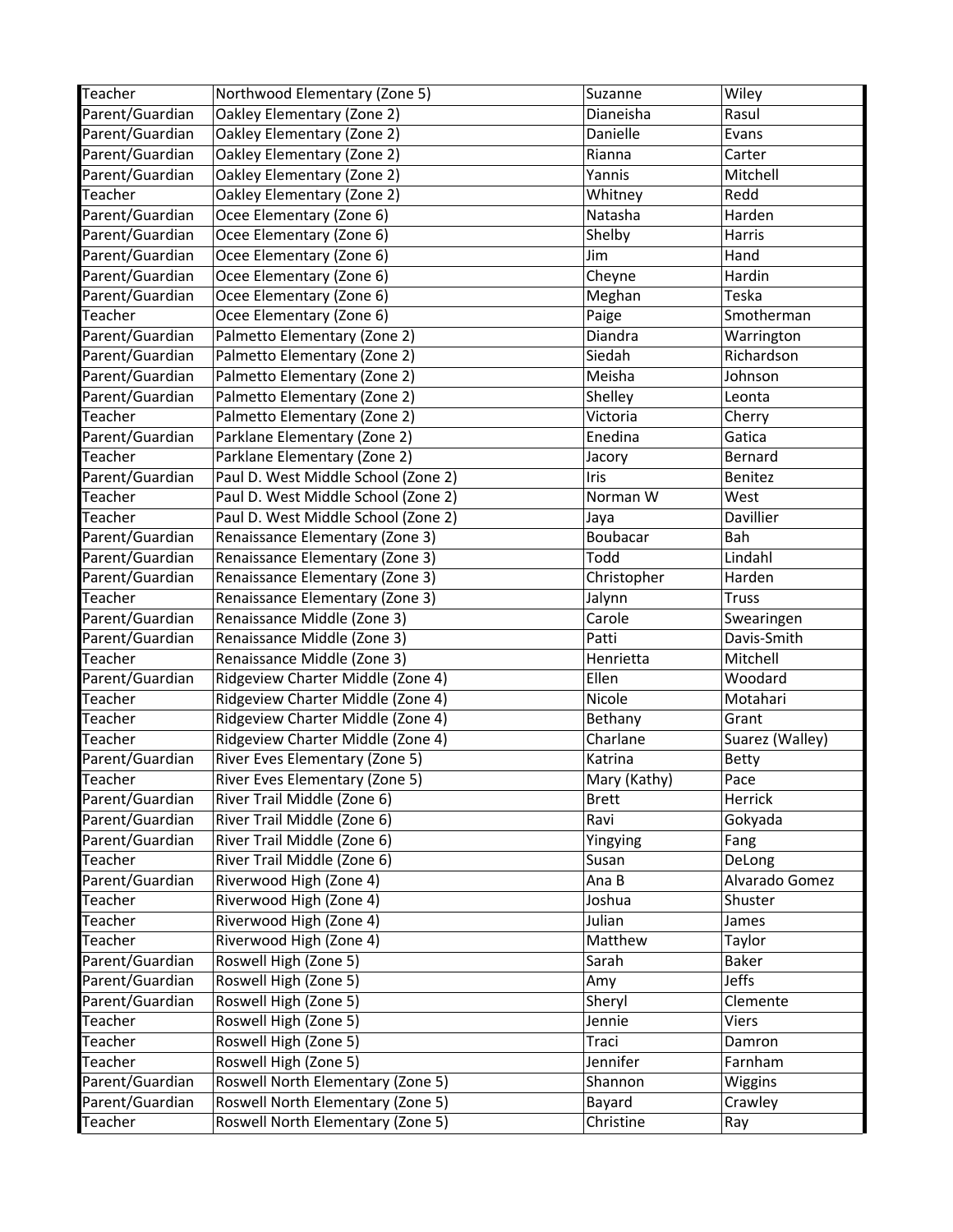| Teacher | Northwood Elementary (Zone 5) | Suzanne | Wiley |
|---|---|---|---|
| Parent/Guardian | Oakley Elementary (Zone 2) | Dianeisha | Rasul |
| Parent/Guardian | Oakley Elementary (Zone 2) | Danielle | Evans |
| Parent/Guardian | Oakley Elementary (Zone 2) | Rianna | Carter |
| Parent/Guardian | Oakley Elementary (Zone 2) | Yannis | Mitchell |
| Teacher | Oakley Elementary (Zone 2) | Whitney | Redd |
| Parent/Guardian | Ocee Elementary (Zone 6) | Natasha | Harden |
| Parent/Guardian | Ocee Elementary (Zone 6) | Shelby | Harris |
| Parent/Guardian | Ocee Elementary (Zone 6) | Jim | Hand |
| Parent/Guardian | Ocee Elementary (Zone 6) | Cheyne | Hardin |
| Parent/Guardian | Ocee Elementary (Zone 6) | Meghan | Teska |
| Teacher | Ocee Elementary (Zone 6) | Paige | Smotherman |
| Parent/Guardian | Palmetto Elementary (Zone 2) | Diandra | Warrington |
| Parent/Guardian | Palmetto Elementary (Zone 2) | Siedah | Richardson |
| Parent/Guardian | Palmetto Elementary (Zone 2) | Meisha | Johnson |
| Parent/Guardian | Palmetto Elementary (Zone 2) | Shelley | Leonta |
| Teacher | Palmetto Elementary (Zone 2) | Victoria | Cherry |
| Parent/Guardian | Parklane Elementary (Zone 2) | Enedina | Gatica |
| Teacher | Parklane Elementary (Zone 2) | Jacory | Bernard |
| Parent/Guardian | Paul D. West Middle School (Zone 2) | Iris | Benitez |
| Teacher | Paul D. West Middle School (Zone 2) | Norman W | West |
| Teacher | Paul D. West Middle School (Zone 2) | Jaya | Davillier |
| Parent/Guardian | Renaissance Elementary (Zone 3) | Boubacar | Bah |
| Parent/Guardian | Renaissance Elementary (Zone 3) | Todd | Lindahl |
| Parent/Guardian | Renaissance Elementary (Zone 3) | Christopher | Harden |
| Teacher | Renaissance Elementary (Zone 3) | Jalynn | Truss |
| Parent/Guardian | Renaissance Middle (Zone 3) | Carole | Swearingen |
| Parent/Guardian | Renaissance Middle (Zone 3) | Patti | Davis-Smith |
| Teacher | Renaissance Middle (Zone 3) | Henrietta | Mitchell |
| Parent/Guardian | Ridgeview Charter Middle (Zone 4) | Ellen | Woodard |
| Teacher | Ridgeview Charter Middle (Zone 4) | Nicole | Motahari |
| Teacher | Ridgeview Charter Middle (Zone 4) | Bethany | Grant |
| Teacher | Ridgeview Charter Middle (Zone 4) | Charlane | Suarez (Walley) |
| Parent/Guardian | River Eves Elementary (Zone 5) | Katrina | Betty |
| Teacher | River Eves Elementary (Zone 5) | Mary (Kathy) | Pace |
| Parent/Guardian | River Trail Middle (Zone 6) | Brett | Herrick |
| Parent/Guardian | River Trail Middle (Zone 6) | Ravi | Gokyada |
| Parent/Guardian | River Trail Middle (Zone 6) | Yingying | Fang |
| Teacher | River Trail Middle (Zone 6) | Susan | DeLong |
| Parent/Guardian | Riverwood High (Zone 4) | Ana B | Alvarado Gomez |
| Teacher | Riverwood High (Zone 4) | Joshua | Shuster |
| Teacher | Riverwood High (Zone 4) | Julian | James |
| Teacher | Riverwood High (Zone 4) | Matthew | Taylor |
| Parent/Guardian | Roswell High (Zone 5) | Sarah | Baker |
| Parent/Guardian | Roswell High (Zone 5) | Amy | Jeffs |
| Parent/Guardian | Roswell High (Zone 5) | Sheryl | Clemente |
| Teacher | Roswell High (Zone 5) | Jennie | Viers |
| Teacher | Roswell High (Zone 5) | Traci | Damron |
| Teacher | Roswell High (Zone 5) | Jennifer | Farnham |
| Parent/Guardian | Roswell North Elementary (Zone 5) | Shannon | Wiggins |
| Parent/Guardian | Roswell North Elementary (Zone 5) | Bayard | Crawley |
| Teacher | Roswell North Elementary (Zone 5) | Christine | Ray |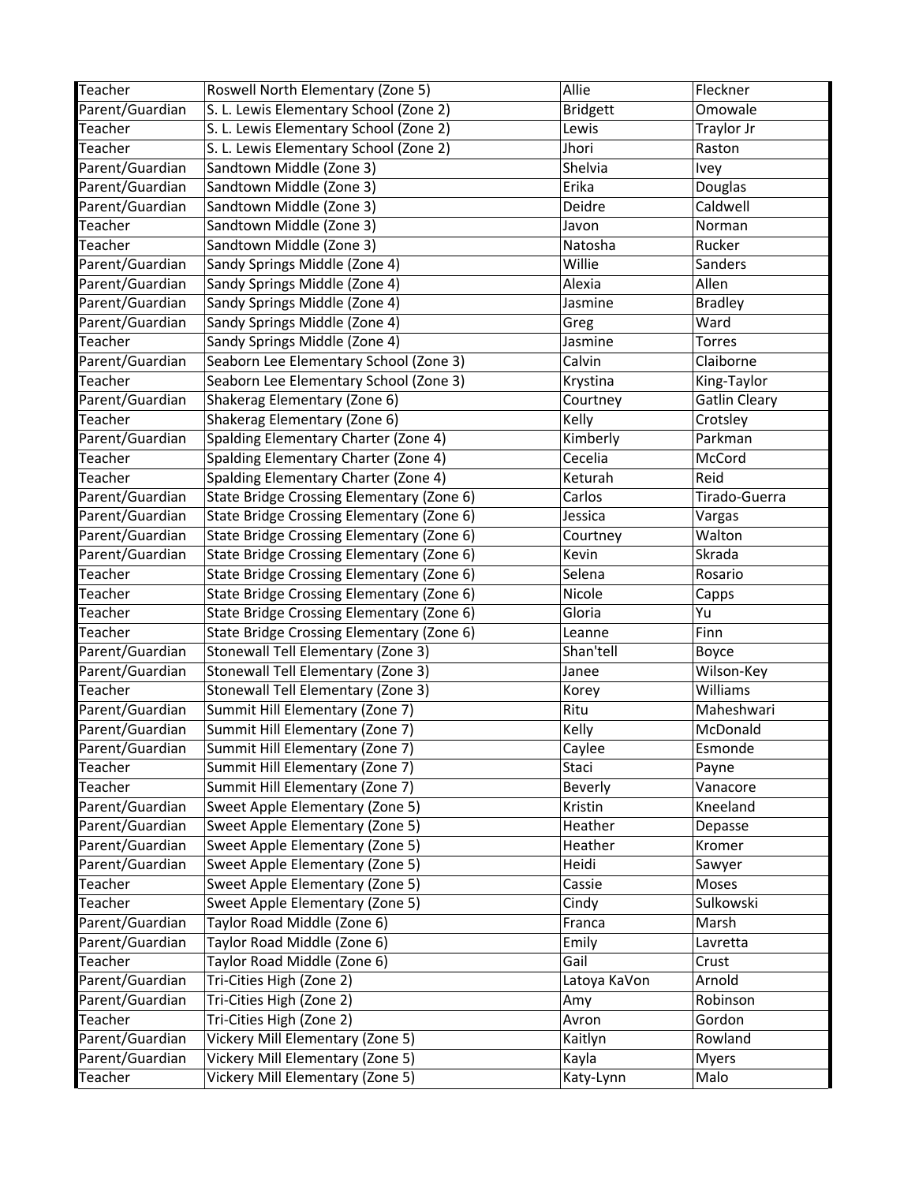| | | | |
|---|---|---|---|
| Teacher | Roswell North Elementary (Zone 5) | Allie | Fleckner |
| Parent/Guardian | S. L. Lewis Elementary School (Zone 2) | Bridgett | Omowale |
| Teacher | S. L. Lewis Elementary School (Zone 2) | Lewis | Traylor Jr |
| Teacher | S. L. Lewis Elementary School (Zone 2) | Jhori | Raston |
| Parent/Guardian | Sandtown Middle (Zone 3) | Shelvia | Ivey |
| Parent/Guardian | Sandtown Middle (Zone 3) | Erika | Douglas |
| Parent/Guardian | Sandtown Middle (Zone 3) | Deidre | Caldwell |
| Teacher | Sandtown Middle (Zone 3) | Javon | Norman |
| Teacher | Sandtown Middle (Zone 3) | Natosha | Rucker |
| Parent/Guardian | Sandy Springs Middle (Zone 4) | Willie | Sanders |
| Parent/Guardian | Sandy Springs Middle (Zone 4) | Alexia | Allen |
| Parent/Guardian | Sandy Springs Middle (Zone 4) | Jasmine | Bradley |
| Parent/Guardian | Sandy Springs Middle (Zone 4) | Greg | Ward |
| Teacher | Sandy Springs Middle (Zone 4) | Jasmine | Torres |
| Parent/Guardian | Seaborn Lee Elementary School (Zone 3) | Calvin | Claiborne |
| Teacher | Seaborn Lee Elementary School (Zone 3) | Krystina | King-Taylor |
| Parent/Guardian | Shakerag Elementary (Zone 6) | Courtney | Gatlin Cleary |
| Teacher | Shakerag Elementary (Zone 6) | Kelly | Crotsley |
| Parent/Guardian | Spalding Elementary Charter (Zone 4) | Kimberly | Parkman |
| Teacher | Spalding Elementary Charter (Zone 4) | Cecelia | McCord |
| Teacher | Spalding Elementary Charter (Zone 4) | Keturah | Reid |
| Parent/Guardian | State Bridge Crossing Elementary (Zone 6) | Carlos | Tirado-Guerra |
| Parent/Guardian | State Bridge Crossing Elementary (Zone 6) | Jessica | Vargas |
| Parent/Guardian | State Bridge Crossing Elementary (Zone 6) | Courtney | Walton |
| Parent/Guardian | State Bridge Crossing Elementary (Zone 6) | Kevin | Skrada |
| Teacher | State Bridge Crossing Elementary (Zone 6) | Selena | Rosario |
| Teacher | State Bridge Crossing Elementary (Zone 6) | Nicole | Capps |
| Teacher | State Bridge Crossing Elementary (Zone 6) | Gloria | Yu |
| Teacher | State Bridge Crossing Elementary (Zone 6) | Leanne | Finn |
| Parent/Guardian | Stonewall Tell Elementary (Zone 3) | Shan'tell | Boyce |
| Parent/Guardian | Stonewall Tell Elementary (Zone 3) | Janee | Wilson-Key |
| Teacher | Stonewall Tell Elementary (Zone 3) | Korey | Williams |
| Parent/Guardian | Summit Hill Elementary (Zone 7) | Ritu | Maheshwari |
| Parent/Guardian | Summit Hill Elementary (Zone 7) | Kelly | McDonald |
| Parent/Guardian | Summit Hill Elementary (Zone 7) | Caylee | Esmonde |
| Teacher | Summit Hill Elementary (Zone 7) | Staci | Payne |
| Teacher | Summit Hill Elementary (Zone 7) | Beverly | Vanacore |
| Parent/Guardian | Sweet Apple Elementary (Zone 5) | Kristin | Kneeland |
| Parent/Guardian | Sweet Apple Elementary (Zone 5) | Heather | Depasse |
| Parent/Guardian | Sweet Apple Elementary (Zone 5) | Heather | Kromer |
| Parent/Guardian | Sweet Apple Elementary (Zone 5) | Heidi | Sawyer |
| Teacher | Sweet Apple Elementary (Zone 5) | Cassie | Moses |
| Teacher | Sweet Apple Elementary (Zone 5) | Cindy | Sulkowski |
| Parent/Guardian | Taylor Road Middle (Zone 6) | Franca | Marsh |
| Parent/Guardian | Taylor Road Middle (Zone 6) | Emily | Lavretta |
| Teacher | Taylor Road Middle (Zone 6) | Gail | Crust |
| Parent/Guardian | Tri-Cities High (Zone 2) | Latoya KaVon | Arnold |
| Parent/Guardian | Tri-Cities High (Zone 2) | Amy | Robinson |
| Teacher | Tri-Cities High (Zone 2) | Avron | Gordon |
| Parent/Guardian | Vickery Mill Elementary (Zone 5) | Kaitlyn | Rowland |
| Parent/Guardian | Vickery Mill Elementary (Zone 5) | Kayla | Myers |
| Teacher | Vickery Mill Elementary (Zone 5) | Katy-Lynn | Malo |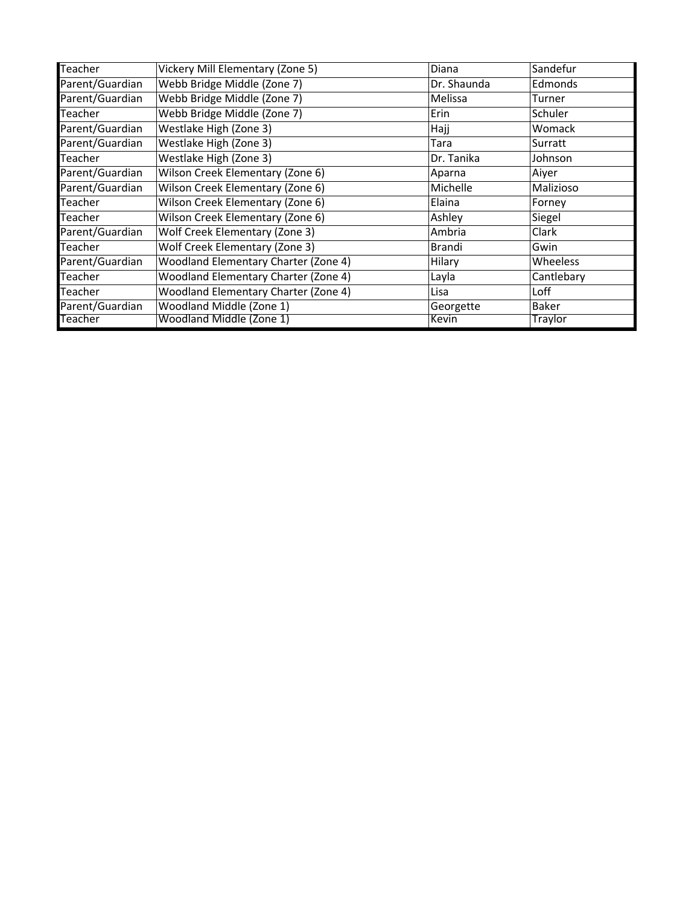| | | | |
|---|---|---|---|
| Teacher | Vickery Mill Elementary (Zone 5) | Diana | Sandefur |
| Parent/Guardian | Webb Bridge Middle (Zone 7) | Dr. Shaunda | Edmonds |
| Parent/Guardian | Webb Bridge Middle (Zone 7) | Melissa | Turner |
| Teacher | Webb Bridge Middle (Zone 7) | Erin | Schuler |
| Parent/Guardian | Westlake High (Zone 3) | Hajj | Womack |
| Parent/Guardian | Westlake High (Zone 3) | Tara | Surratt |
| Teacher | Westlake High (Zone 3) | Dr. Tanika | Johnson |
| Parent/Guardian | Wilson Creek Elementary (Zone 6) | Aparna | Aiyer |
| Parent/Guardian | Wilson Creek Elementary (Zone 6) | Michelle | Malizioso |
| Teacher | Wilson Creek Elementary (Zone 6) | Elaina | Forney |
| Teacher | Wilson Creek Elementary (Zone 6) | Ashley | Siegel |
| Parent/Guardian | Wolf Creek Elementary (Zone 3) | Ambria | Clark |
| Teacher | Wolf Creek Elementary (Zone 3) | Brandi | Gwin |
| Parent/Guardian | Woodland Elementary Charter (Zone 4) | Hilary | Wheeless |
| Teacher | Woodland Elementary Charter (Zone 4) | Layla | Cantlebary |
| Teacher | Woodland Elementary Charter (Zone 4) | Lisa | Loff |
| Parent/Guardian | Woodland Middle (Zone 1) | Georgette | Baker |
| Teacher | Woodland Middle (Zone 1) | Kevin | Traylor |